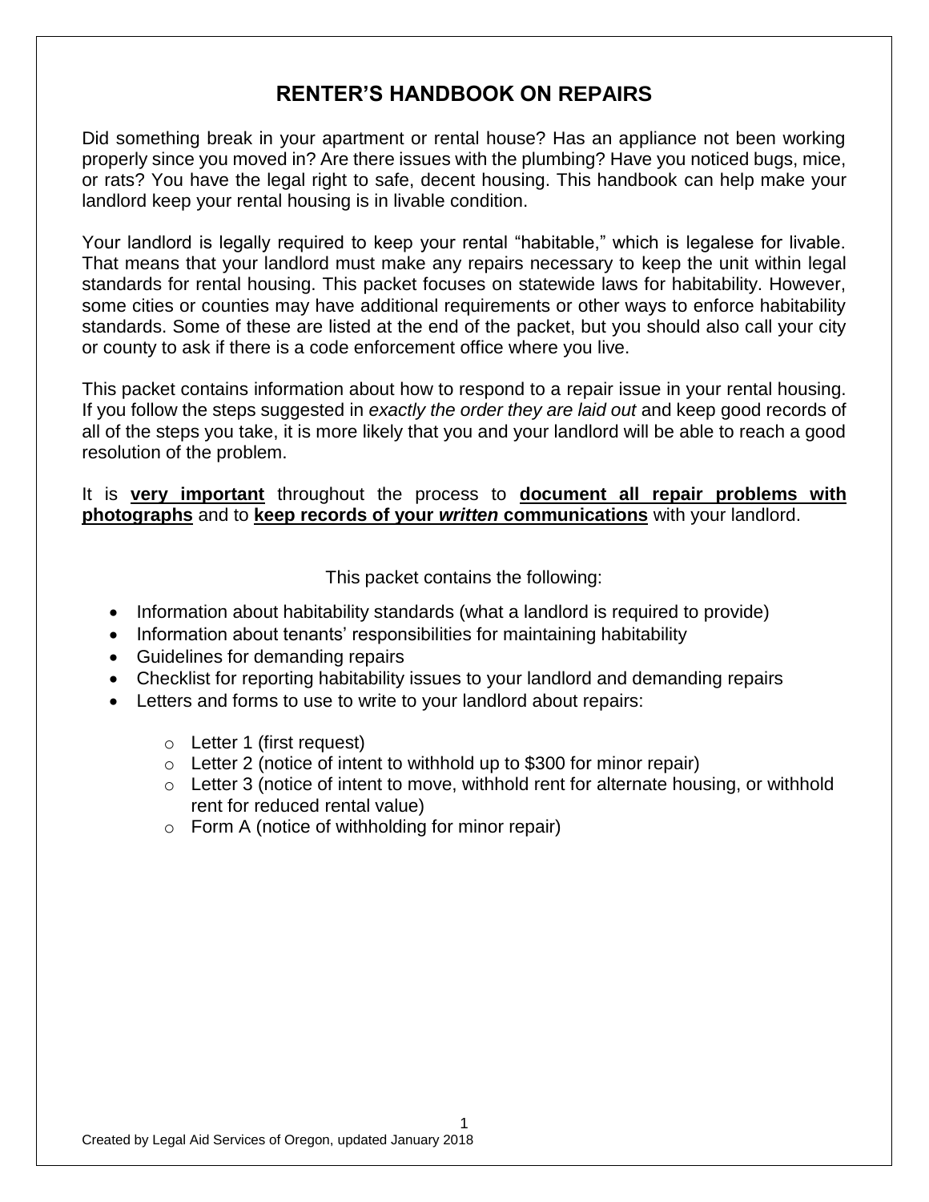# RENTER'S HANDBOOK ON REPAIRS

Did something break in your apartment or rental house? Has an appliance not been working properly since you moved in? Are there issues with the plumbing? Have you noticed bugs, mice, or rats? You have the legal right to safe, decent housing. This handbook can help make your landlord keep your rental housing is in livable condition.

Your landlord is legally required to keep your rental "habitable," which is legalese for livable. That means that your landlord must make any repairs necessary to keep the unit within legal standards for rental housing. This packet focuses on statewide laws for habitability. However, some cities or counties may have additional requirements or other ways to enforce habitability standards. Some of these are listed at the end of the packet, but you should also call your city or county to ask if there is a code enforcement office where you live.

This packet contains information about how to respond to a repair issue in your rental housing. If you follow the steps suggested in *exactly the order they are laid out* and keep good records of all of the steps you take, it is more likely that you and your landlord will be able to reach a good resolution of the problem.

It is **very important** throughout the process to **document all repair problems with photographs** and to **keep records of your *written* communications** with your landlord.

This packet contains the following:

- Information about habitability standards (what a landlord is required to provide)
- Information about tenants' responsibilities for maintaining habitability
- Guidelines for demanding repairs
- Checklist for reporting habitability issues to your landlord and demanding repairs
- Letters and forms to use to write to your landlord about repairs:
    - Letter 1 (first request)
    - Letter 2 (notice of intent to withhold up to $300 for minor repair)
    - Letter 3 (notice of intent to move, withhold rent for alternate housing, or withhold rent for reduced rental value)
    - Form A (notice of withholding for minor repair)

Created by Legal Aid Services of Oregon, updated January 2018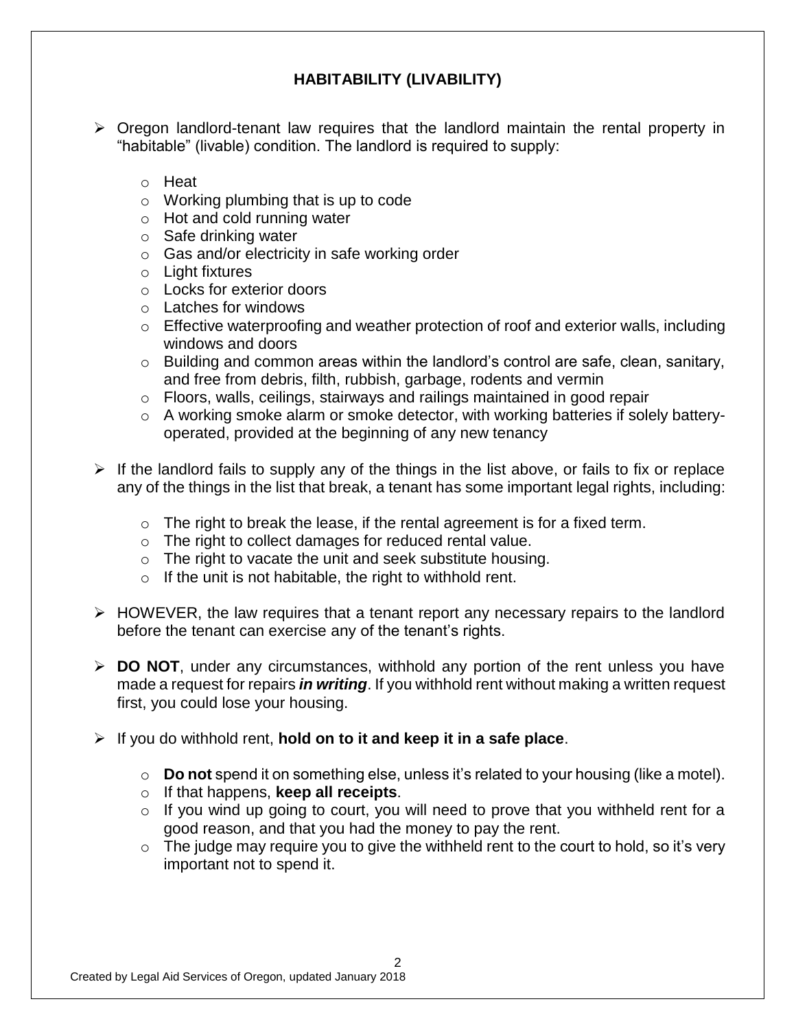## HABITABILITY (LIVABILITY)

- Oregon landlord-tenant law requires that the landlord maintain the rental property in "habitable" (livable) condition. The landlord is required to supply:
  - Heat
  - Working plumbing that is up to code
  - Hot and cold running water
  - Safe drinking water
  - Gas and/or electricity in safe working order
  - Light fixtures
  - Locks for exterior doors
  - Latches for windows
  - Effective waterproofing and weather protection of roof and exterior walls, including windows and doors
  - Building and common areas within the landlord's control are safe, clean, sanitary, and free from debris, filth, rubbish, garbage, rodents and vermin
  - Floors, walls, ceilings, stairways and railings maintained in good repair
  - A working smoke alarm or smoke detector, with working batteries if solely battery-operated, provided at the beginning of any new tenancy

- If the landlord fails to supply any of the things in the list above, or fails to fix or replace any of the things in the list that break, a tenant has some important legal rights, including:
  - The right to break the lease, if the rental agreement is for a fixed term.
  - The right to collect damages for reduced rental value.
  - The right to vacate the unit and seek substitute housing.
  - If the unit is not habitable, the right to withhold rent.

- HOWEVER, the law requires that a tenant report any necessary repairs to the landlord before the tenant can exercise any of the tenant's rights.

- **DO NOT**, under any circumstances, withhold any portion of the rent unless you have made a request for repairs ***in writing***. If you withhold rent without making a written request first, you could lose your housing.

- If you do withhold rent, **hold on to it and keep it in a safe place**.
  - **Do not** spend it on something else, unless it's related to your housing (like a motel).
  - If that happens, **keep all receipts**.
  - If you wind up going to court, you will need to prove that you withheld rent for a good reason, and that you had the money to pay the rent.
  - The judge may require you to give the withheld rent to the court to hold, so it's very important not to spend it.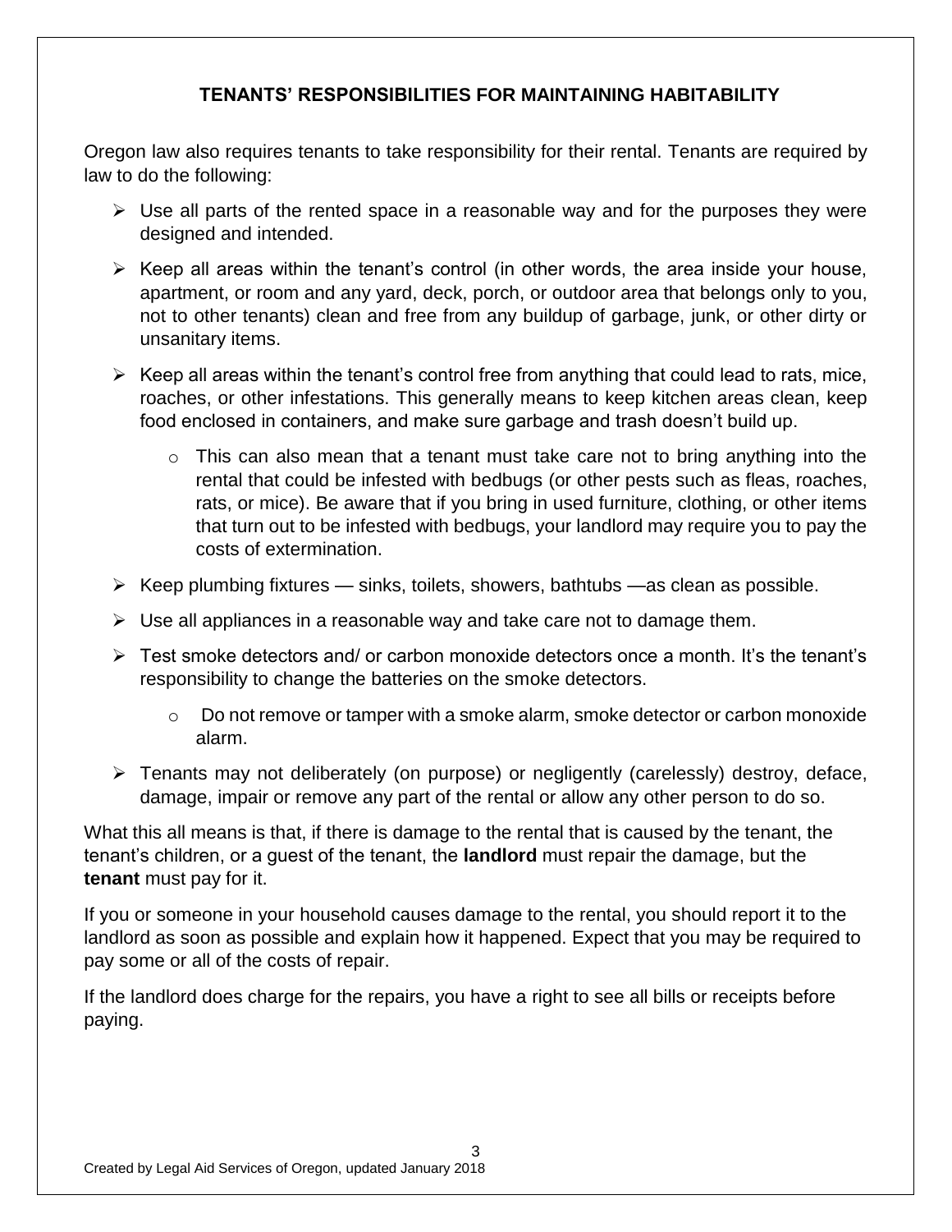## TENANTS' RESPONSIBILITIES FOR MAINTAINING HABITABILITY

Oregon law also requires tenants to take responsibility for their rental. Tenants are required by law to do the following:

- Use all parts of the rented space in a reasonable way and for the purposes they were designed and intended.
- Keep all areas within the tenant's control (in other words, the area inside your house, apartment, or room and any yard, deck, porch, or outdoor area that belongs only to you, not to other tenants) clean and free from any buildup of garbage, junk, or other dirty or unsanitary items.
- Keep all areas within the tenant's control free from anything that could lead to rats, mice, roaches, or other infestations. This generally means to keep kitchen areas clean, keep food enclosed in containers, and make sure garbage and trash doesn't build up.
    - This can also mean that a tenant must take care not to bring anything into the rental that could be infested with bedbugs (or other pests such as fleas, roaches, rats, or mice). Be aware that if you bring in used furniture, clothing, or other items that turn out to be infested with bedbugs, your landlord may require you to pay the costs of extermination.
- Keep plumbing fixtures — sinks, toilets, showers, bathtubs —as clean as possible.
- Use all appliances in a reasonable way and take care not to damage them.
- Test smoke detectors and/ or carbon monoxide detectors once a month. It's the tenant's responsibility to change the batteries on the smoke detectors.
    - Do not remove or tamper with a smoke alarm, smoke detector or carbon monoxide alarm.
- Tenants may not deliberately (on purpose) or negligently (carelessly) destroy, deface, damage, impair or remove any part of the rental or allow any other person to do so.

What this all means is that, if there is damage to the rental that is caused by the tenant, the tenant's children, or a guest of the tenant, the **landlord** must repair the damage, but the **tenant** must pay for it.

If you or someone in your household causes damage to the rental, you should report it to the landlord as soon as possible and explain how it happened. Expect that you may be required to pay some or all of the costs of repair.

If the landlord does charge for the repairs, you have a right to see all bills or receipts before paying.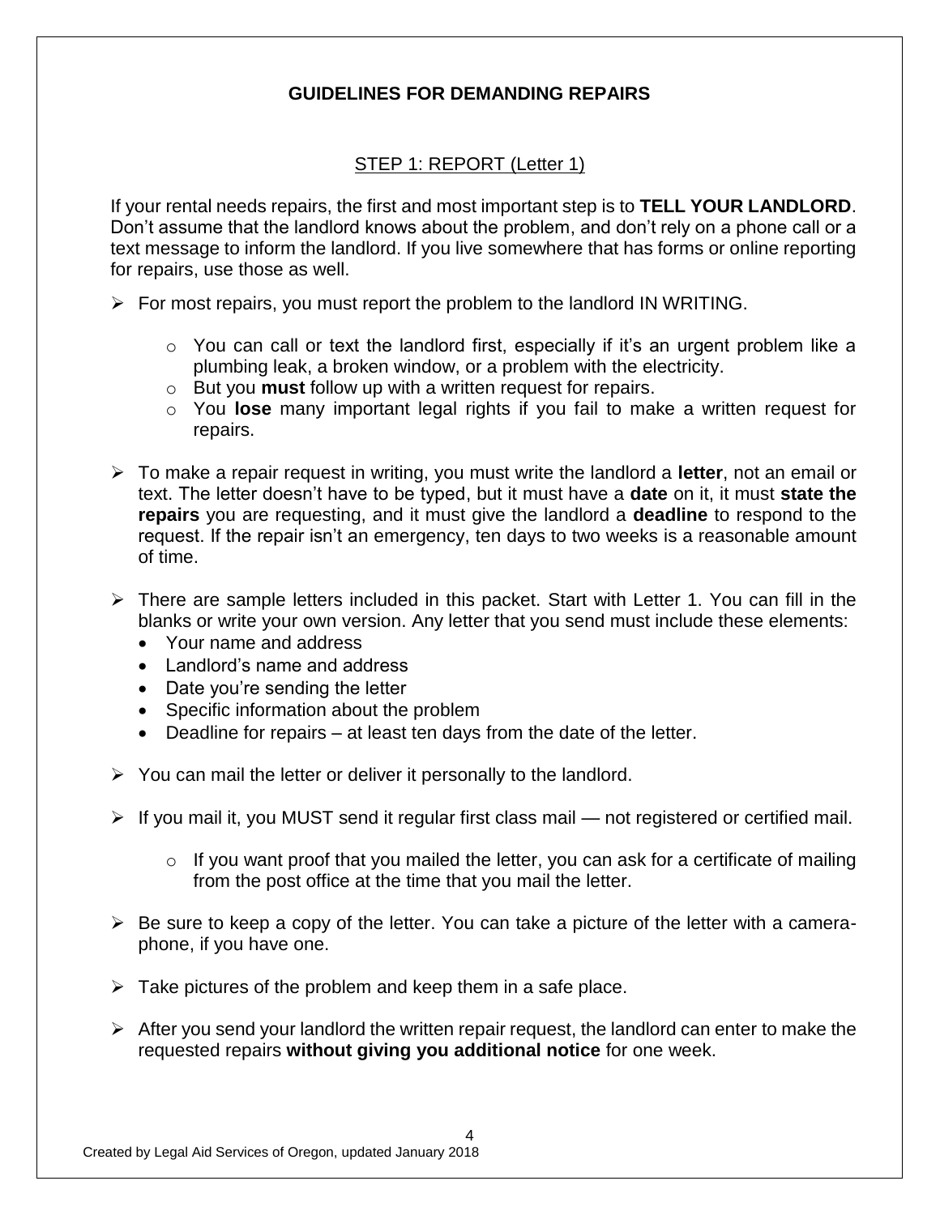# GUIDELINES FOR DEMANDING REPAIRS

## STEP 1: REPORT (Letter 1)

If your rental needs repairs, the first and most important step is to **TELL YOUR LANDLORD**. Don't assume that the landlord knows about the problem, and don't rely on a phone call or a text message to inform the landlord. If you live somewhere that has forms or online reporting for repairs, use those as well.

- For most repairs, you must report the problem to the landlord IN WRITING.
  - You can call or text the landlord first, especially if it's an urgent problem like a plumbing leak, a broken window, or a problem with the electricity.
  - But you **must** follow up with a written request for repairs.
  - You **lose** many important legal rights if you fail to make a written request for repairs.

- To make a repair request in writing, you must write the landlord a **letter**, not an email or text. The letter doesn't have to be typed, but it must have a **date** on it, it must **state the repairs** you are requesting, and it must give the landlord a **deadline** to respond to the request. If the repair isn't an emergency, ten days to two weeks is a reasonable amount of time.

- There are sample letters included in this packet. Start with Letter 1. You can fill in the blanks or write your own version. Any letter that you send must include these elements:
  - Your name and address
  - Landlord's name and address
  - Date you're sending the letter
  - Specific information about the problem
  - Deadline for repairs – at least ten days from the date of the letter.

- You can mail the letter or deliver it personally to the landlord.

- If you mail it, you MUST send it regular first class mail — not registered or certified mail.
  - If you want proof that you mailed the letter, you can ask for a certificate of mailing from the post office at the time that you mail the letter.

- Be sure to keep a copy of the letter. You can take a picture of the letter with a camera-phone, if you have one.

- Take pictures of the problem and keep them in a safe place.

- After you send your landlord the written repair request, the landlord can enter to make the requested repairs **without giving you additional notice** for one week.

Created by Legal Aid Services of Oregon, updated January 2018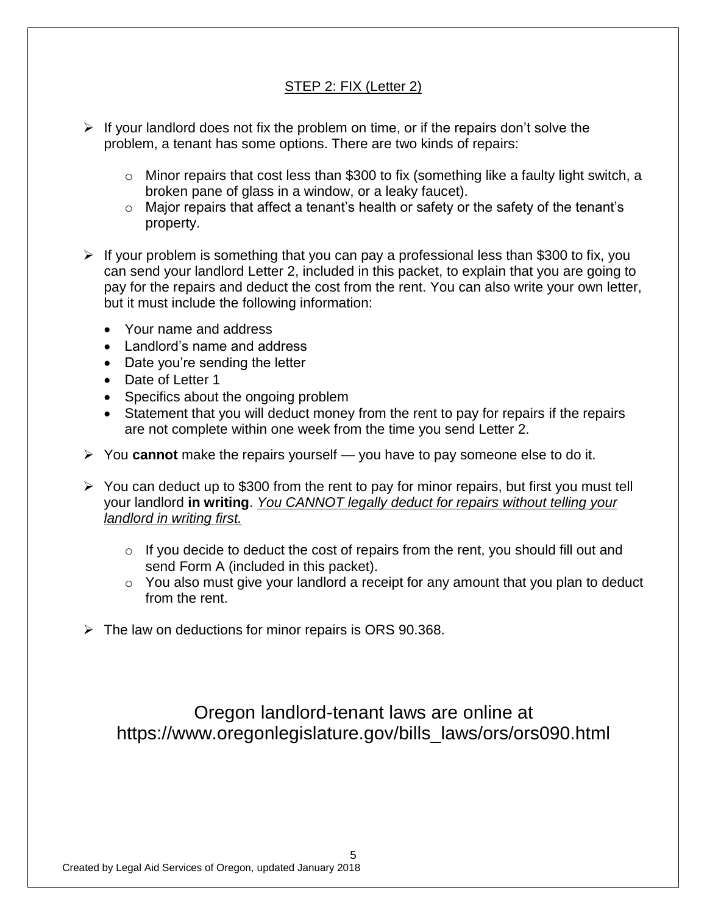## STEP 2: FIX (Letter 2)

- If your landlord does not fix the problem on time, or if the repairs don't solve the problem, a tenant has some options. There are two kinds of repairs:
  - Minor repairs that cost less than $300 to fix (something like a faulty light switch, a broken pane of glass in a window, or a leaky faucet).
  - Major repairs that affect a tenant's health or safety or the safety of the tenant's property.
- If your problem is something that you can pay a professional less than $300 to fix, you can send your landlord Letter 2, included in this packet, to explain that you are going to pay for the repairs and deduct the cost from the rent. You can also write your own letter, but it must include the following information:
  - Your name and address
  - Landlord's name and address
  - Date you're sending the letter
  - Date of Letter 1
  - Specifics about the ongoing problem
  - Statement that you will deduct money from the rent to pay for repairs if the repairs are not complete within one week from the time you send Letter 2.
- You **cannot** make the repairs yourself — you have to pay someone else to do it.
- You can deduct up to $300 from the rent to pay for minor repairs, but first you must tell your landlord **in writing**. *You CANNOT legally deduct for repairs without telling your landlord in writing first.*
  - If you decide to deduct the cost of repairs from the rent, you should fill out and send Form A (included in this packet).
  - You also must give your landlord a receipt for any amount that you plan to deduct from the rent.
- The law on deductions for minor repairs is ORS 90.368.

Oregon landlord-tenant laws are online at https://www.oregonlegislature.gov/bills_laws/ors/ors090.html

Created by Legal Aid Services of Oregon, updated January 2018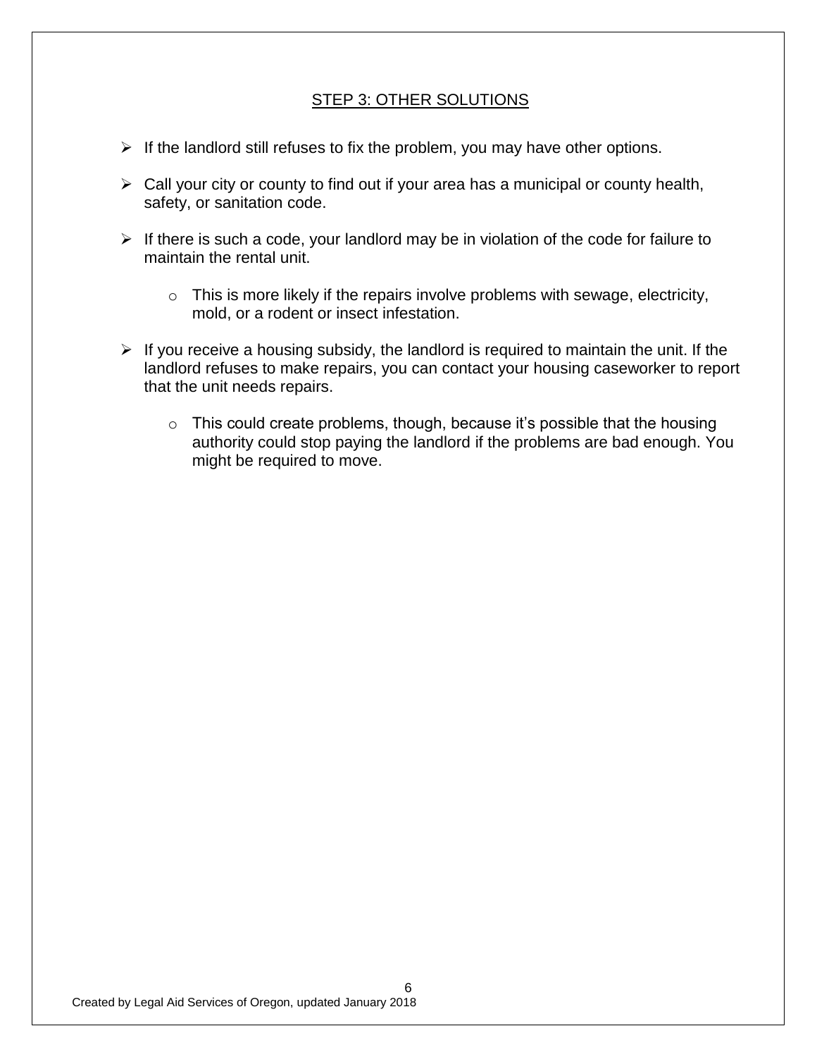## STEP 3: OTHER SOLUTIONS

- If the landlord still refuses to fix the problem, you may have other options.
- Call your city or county to find out if your area has a municipal or county health, safety, or sanitation code.
- If there is such a code, your landlord may be in violation of the code for failure to maintain the rental unit.
  - This is more likely if the repairs involve problems with sewage, electricity, mold, or a rodent or insect infestation.
- If you receive a housing subsidy, the landlord is required to maintain the unit. If the landlord refuses to make repairs, you can contact your housing caseworker to report that the unit needs repairs.
  - This could create problems, though, because it's possible that the housing authority could stop paying the landlord if the problems are bad enough. You might be required to move.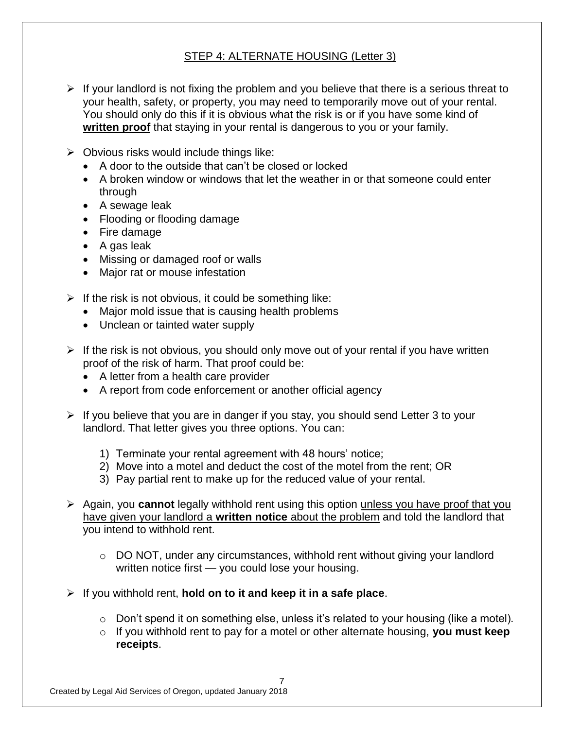## <u>STEP 4: ALTERNATE HOUSING (Letter 3)</u>

- If your landlord is not fixing the problem and you believe that there is a serious threat to your health, safety, or property, you may need to temporarily move out of your rental. You should only do this if it is obvious what the risk is or if you have some kind of <u>**written proof**</u> that staying in your rental is dangerous to you or your family.

- Obvious risks would include things like:
  - A door to the outside that can't be closed or locked
  - A broken window or windows that let the weather in or that someone could enter through
  - A sewage leak
  - Flooding or flooding damage
  - Fire damage
  - A gas leak
  - Missing or damaged roof or walls
  - Major rat or mouse infestation

- If the risk is not obvious, it could be something like:
  - Major mold issue that is causing health problems
  - Unclean or tainted water supply

- If the risk is not obvious, you should only move out of your rental if you have written proof of the risk of harm. That proof could be:
  - A letter from a health care provider
  - A report from code enforcement or another official agency

- If you believe that you are in danger if you stay, you should send Letter 3 to your landlord. That letter gives you three options. You can:

  1) Terminate your rental agreement with 48 hours' notice;
  2) Move into a motel and deduct the cost of the motel from the rent; OR
  3) Pay partial rent to make up for the reduced value of your rental.

- Again, you **cannot** legally withhold rent using this option <u>unless you have proof that you have given your landlord a **written notice** about the problem</u> and told the landlord that you intend to withhold rent.

  - DO NOT, under any circumstances, withhold rent without giving your landlord written notice first — you could lose your housing.

- If you withhold rent, **hold on to it and keep it in a safe place**.

  - Don't spend it on something else, unless it's related to your housing (like a motel).
  - If you withhold rent to pay for a motel or other alternate housing, **you must keep receipts**.

Created by Legal Aid Services of Oregon, updated January 2018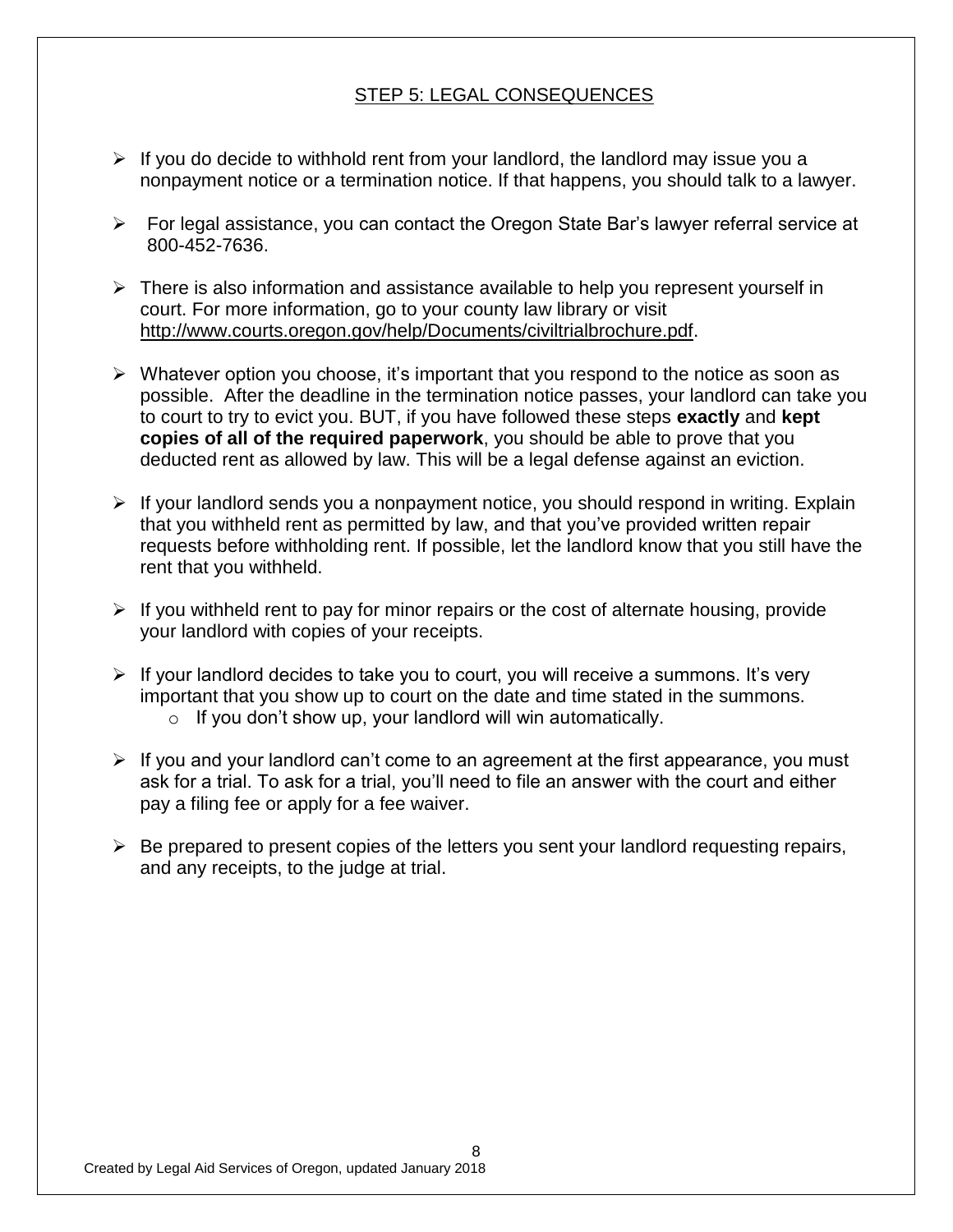## STEP 5: LEGAL CONSEQUENCES

- If you do decide to withhold rent from your landlord, the landlord may issue you a nonpayment notice or a termination notice. If that happens, you should talk to a lawyer.
- For legal assistance, you can contact the Oregon State Bar's lawyer referral service at 800-452-7636.
- There is also information and assistance available to help you represent yourself in court. For more information, go to your county law library or visit http://www.courts.oregon.gov/help/Documents/civiltrialbrochure.pdf.
- Whatever option you choose, it's important that you respond to the notice as soon as possible. After the deadline in the termination notice passes, your landlord can take you to court to try to evict you. BUT, if you have followed these steps **exactly** and **kept copies of all of the required paperwork**, you should be able to prove that you deducted rent as allowed by law. This will be a legal defense against an eviction.
- If your landlord sends you a nonpayment notice, you should respond in writing. Explain that you withheld rent as permitted by law, and that you've provided written repair requests before withholding rent. If possible, let the landlord know that you still have the rent that you withheld.
- If you withheld rent to pay for minor repairs or the cost of alternate housing, provide your landlord with copies of your receipts.
- If your landlord decides to take you to court, you will receive a summons. It's very important that you show up to court on the date and time stated in the summons.
  - If you don't show up, your landlord will win automatically.
- If you and your landlord can't come to an agreement at the first appearance, you must ask for a trial. To ask for a trial, you'll need to file an answer with the court and either pay a filing fee or apply for a fee waiver.
- Be prepared to present copies of the letters you sent your landlord requesting repairs, and any receipts, to the judge at trial.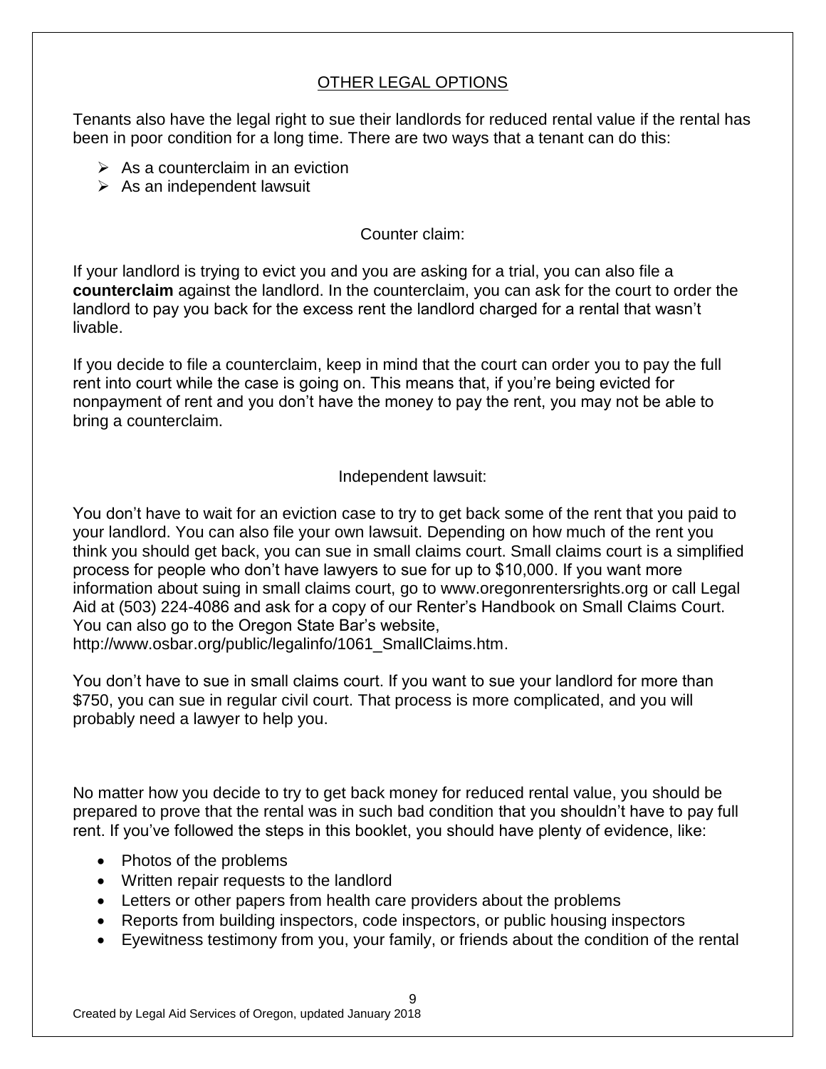## OTHER LEGAL OPTIONS

Tenants also have the legal right to sue their landlords for reduced rental value if the rental has been in poor condition for a long time. There are two ways that a tenant can do this:

- As a counterclaim in an eviction
- As an independent lawsuit

### Counter claim:

If your landlord is trying to evict you and you are asking for a trial, you can also file a **counterclaim** against the landlord. In the counterclaim, you can ask for the court to order the landlord to pay you back for the excess rent the landlord charged for a rental that wasn't livable.

If you decide to file a counterclaim, keep in mind that the court can order you to pay the full rent into court while the case is going on. This means that, if you're being evicted for nonpayment of rent and you don't have the money to pay the rent, you may not be able to bring a counterclaim.

### Independent lawsuit:

You don't have to wait for an eviction case to try to get back some of the rent that you paid to your landlord. You can also file your own lawsuit. Depending on how much of the rent you think you should get back, you can sue in small claims court. Small claims court is a simplified process for people who don't have lawyers to sue for up to $10,000. If you want more information about suing in small claims court, go to www.oregonrentersrights.org or call Legal Aid at (503) 224-4086 and ask for a copy of our Renter's Handbook on Small Claims Court. You can also go to the Oregon State Bar's website, http://www.osbar.org/public/legalinfo/1061_SmallClaims.htm.

You don't have to sue in small claims court. If you want to sue your landlord for more than $750, you can sue in regular civil court. That process is more complicated, and you will probably need a lawyer to help you.

No matter how you decide to try to get back money for reduced rental value, you should be prepared to prove that the rental was in such bad condition that you shouldn't have to pay full rent. If you've followed the steps in this booklet, you should have plenty of evidence, like:

- Photos of the problems
- Written repair requests to the landlord
- Letters or other papers from health care providers about the problems
- Reports from building inspectors, code inspectors, or public housing inspectors
- Eyewitness testimony from you, your family, or friends about the condition of the rental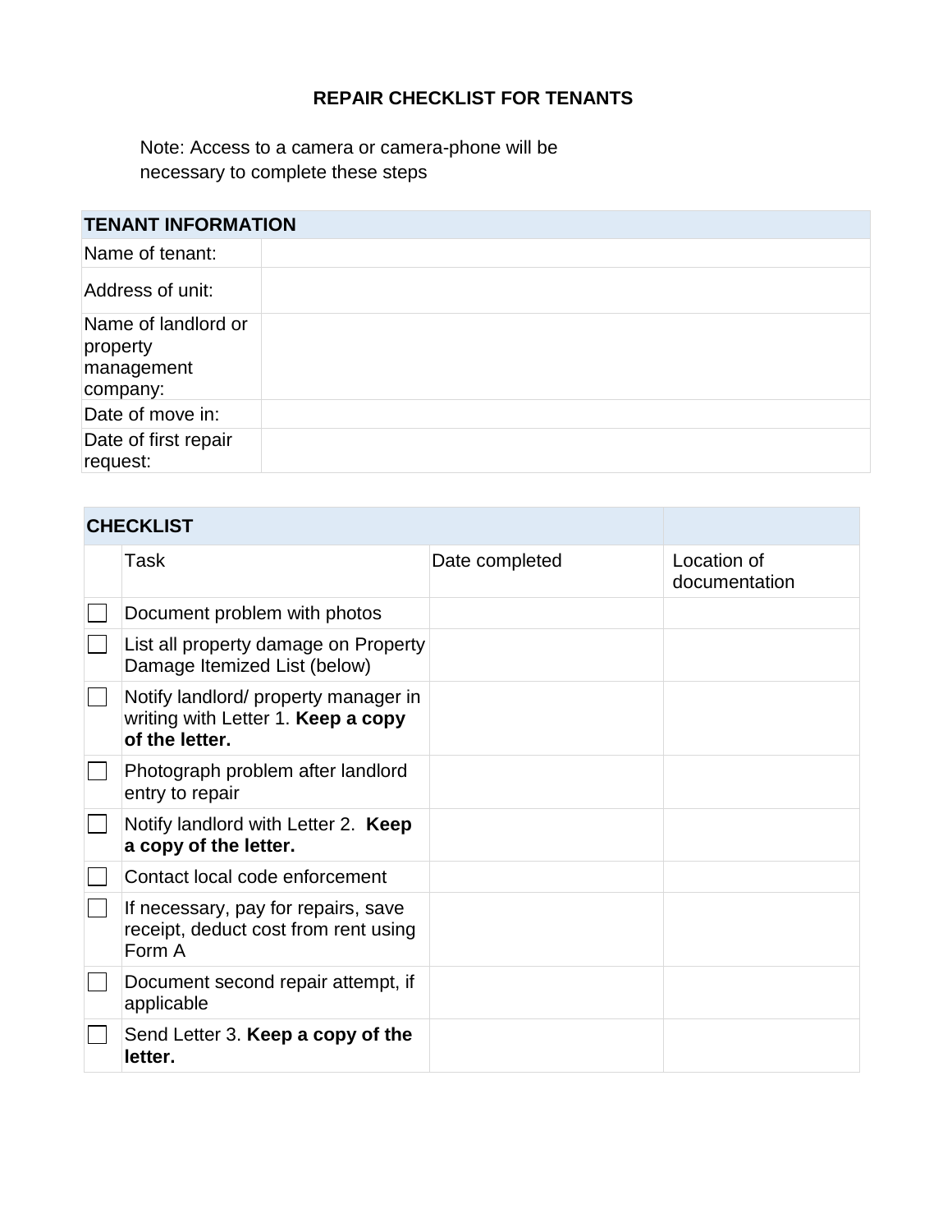# REPAIR CHECKLIST FOR TENANTS

Note: Access to a camera or camera-phone will be necessary to complete these steps

| TENANT INFORMATION | |
| --- | --- |
| Name of tenant: | |
| Address of unit: | |
| Name of landlord or property management company: | |
| Date of move in: | |
| Date of first repair request: | |

| CHECKLIST | | | |
| --- | --- | --- | --- |
| | Task | Date completed | Location of documentation |
| ☐ | Document problem with photos | | |
| ☐ | List all property damage on Property Damage Itemized List (below) | | |
| ☐ | Notify landlord/ property manager in writing with Letter 1. **Keep a copy of the letter.** | | |
| ☐ | Photograph problem after landlord entry to repair | | |
| ☐ | Notify landlord with Letter 2. **Keep a copy of the letter.** | | |
| ☐ | Contact local code enforcement | | |
| ☐ | If necessary, pay for repairs, save receipt, deduct cost from rent using Form A | | |
| ☐ | Document second repair attempt, if applicable | | |
| ☐ | Send Letter 3. **Keep a copy of the letter.** | | |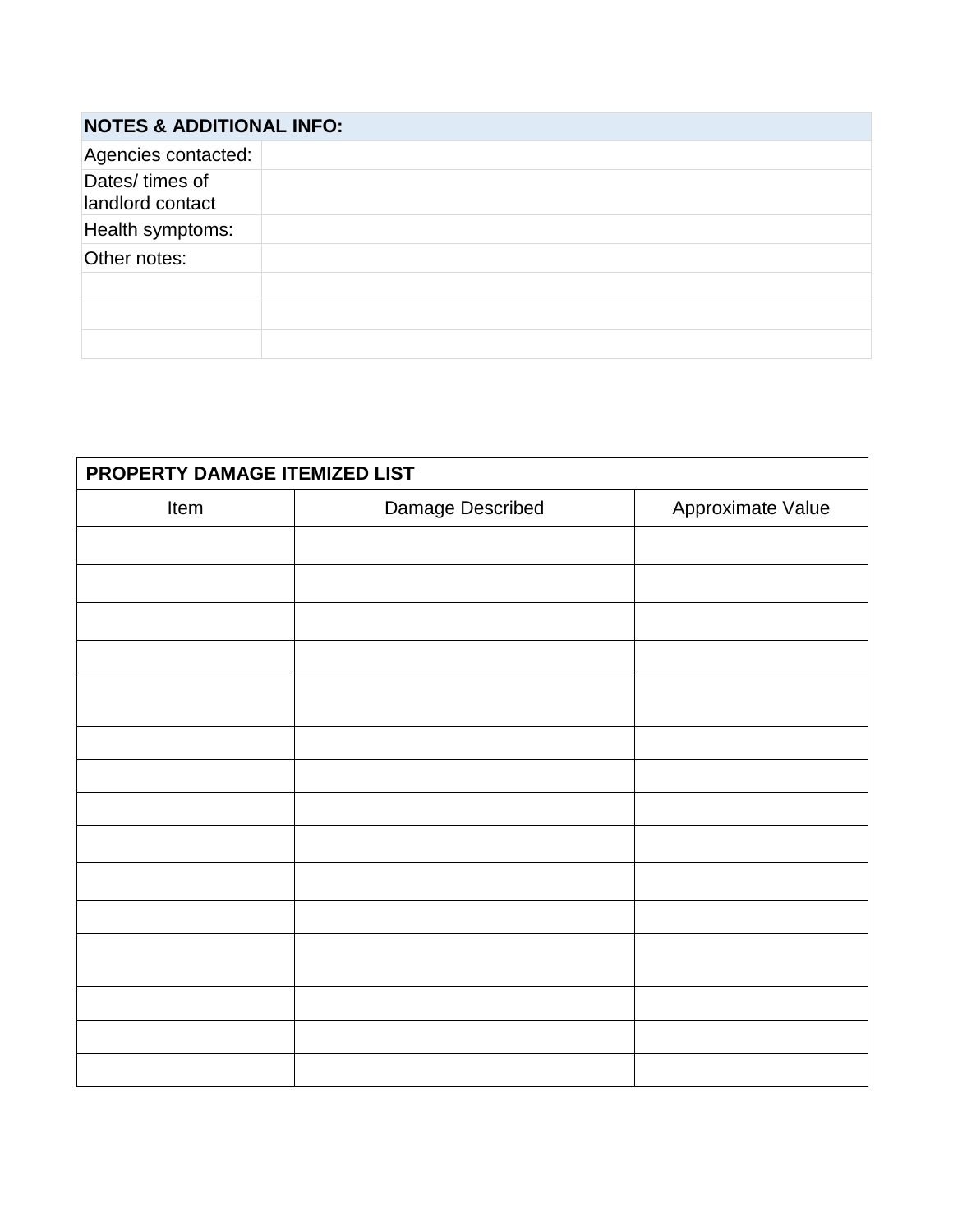| NOTES & ADDITIONAL INFO: | |
|---|---|
| Agencies contacted: | |
| Dates/ times of landlord contact | |
| Health symptoms: | |
| Other notes: | |
| | |
| | |
| | |

| PROPERTY DAMAGE ITEMIZED LIST | | |
|---|---|---|
| Item | Damage Described | Approximate Value |
| | | |
| | | |
| | | |
| | | |
| | | |
| | | |
| | | |
| | | |
| | | |
| | | |
| | | |
| | | |
| | | |
| | | |
| | | |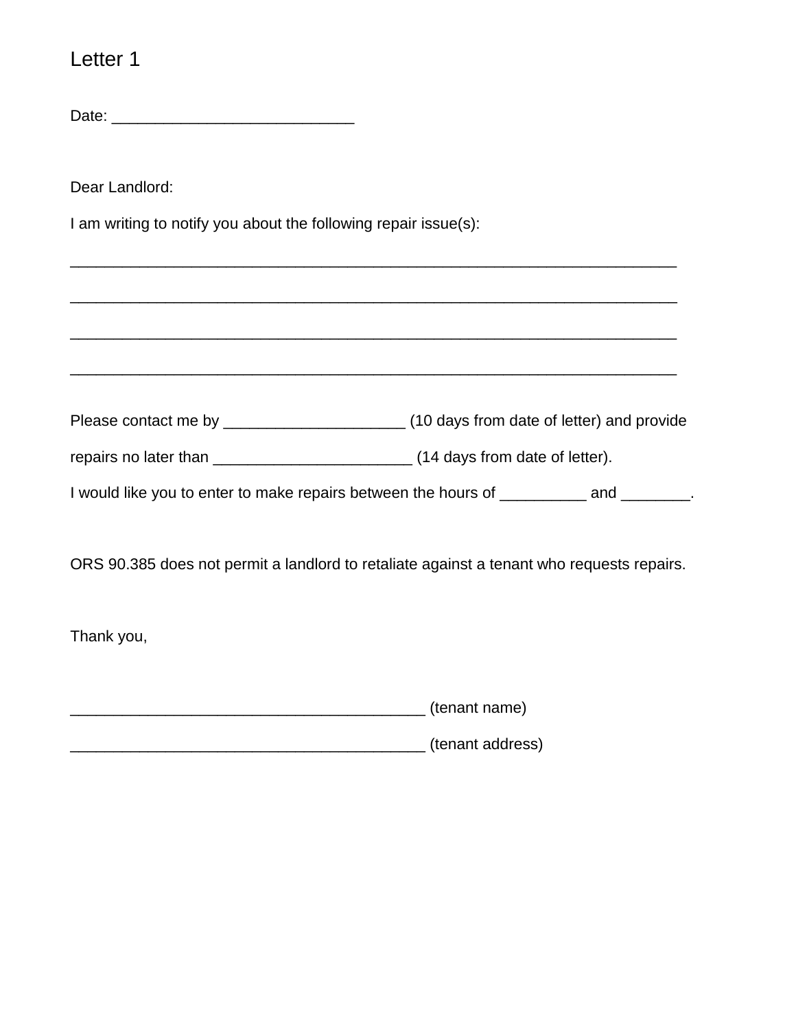Letter 1

Date: ___________________________

Dear Landlord:

I am writing to notify you about the following repair issue(s):

_____________________________________________________________________

_____________________________________________________________________

_____________________________________________________________________

_____________________________________________________________________

Please contact me by ____________________ (10 days from date of letter) and provide repairs no later than ______________________ (14 days from date of letter).

I would like you to enter to make repairs between the hours of __________ and ________.

ORS 90.385 does not permit a landlord to retaliate against a tenant who requests repairs.

Thank you,

________________________________________ (tenant name)

________________________________________ (tenant address)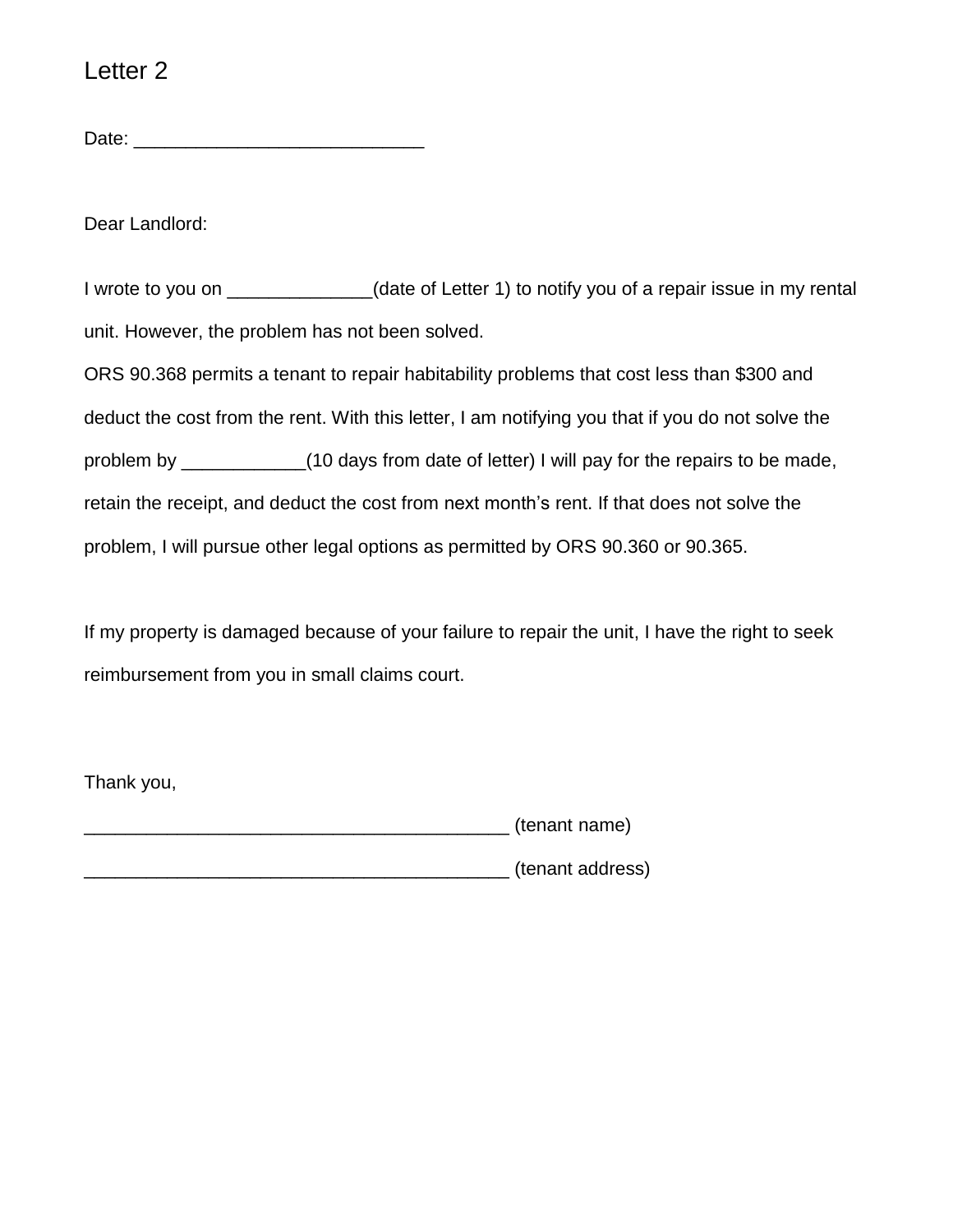# Letter 2

Date: ____________________________

Dear Landlord:

I wrote to you on ______________(date of Letter 1) to notify you of a repair issue in my rental unit. However, the problem has not been solved.

ORS 90.368 permits a tenant to repair habitability problems that cost less than $300 and deduct the cost from the rent. With this letter, I am notifying you that if you do not solve the problem by ____________(10 days from date of letter) I will pay for the repairs to be made, retain the receipt, and deduct the cost from next month's rent. If that does not solve the problem, I will pursue other legal options as permitted by ORS 90.360 or 90.365.

If my property is damaged because of your failure to repair the unit, I have the right to seek reimbursement from you in small claims court.

Thank you,

_________________________________________ (tenant name)

_________________________________________ (tenant address)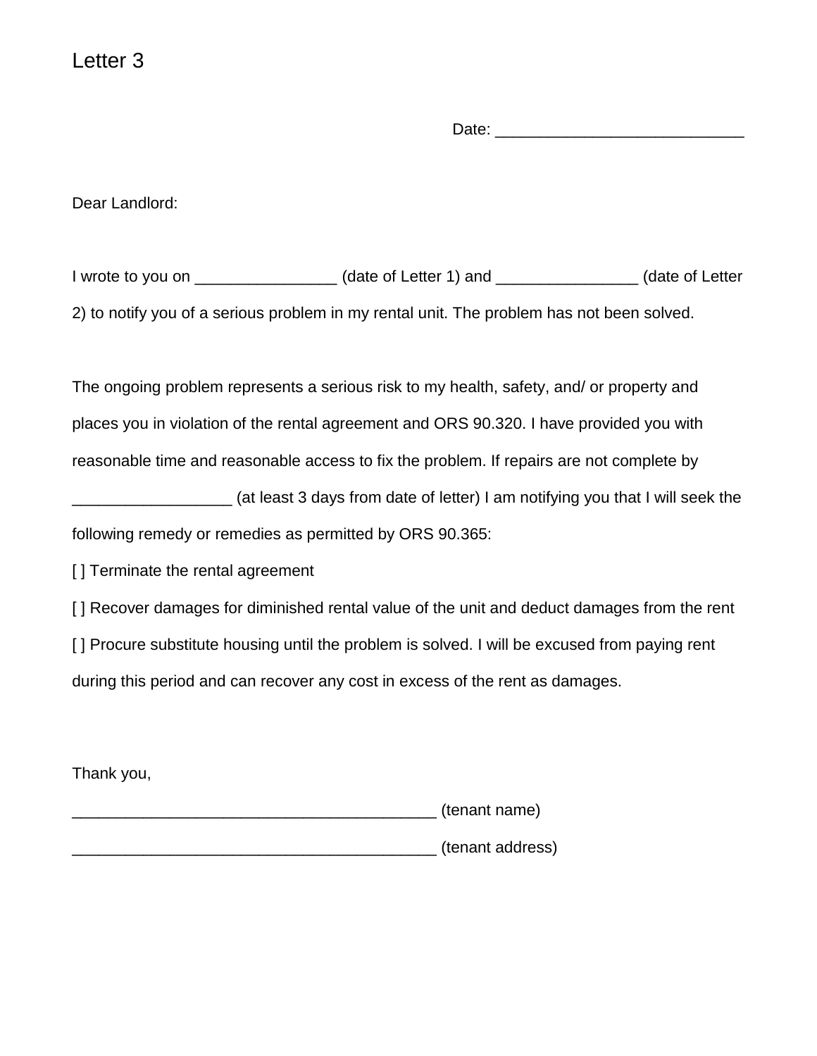# Letter 3

Date: ___________________________

Dear Landlord:

I wrote to you on ________________ (date of Letter 1) and ________________ (date of Letter 2) to notify you of a serious problem in my rental unit. The problem has not been solved.

The ongoing problem represents a serious risk to my health, safety, and/ or property and places you in violation of the rental agreement and ORS 90.320. I have provided you with reasonable time and reasonable access to fix the problem. If repairs are not complete by _________________ (at least 3 days from date of letter) I am notifying you that I will seek the following remedy or remedies as permitted by ORS 90.365:

[ ] Terminate the rental agreement

[ ] Recover damages for diminished rental value of the unit and deduct damages from the rent

[ ] Procure substitute housing until the problem is solved. I will be excused from paying rent during this period and can recover any cost in excess of the rent as damages.

Thank you,

________________________________________ (tenant name)

________________________________________ (tenant address)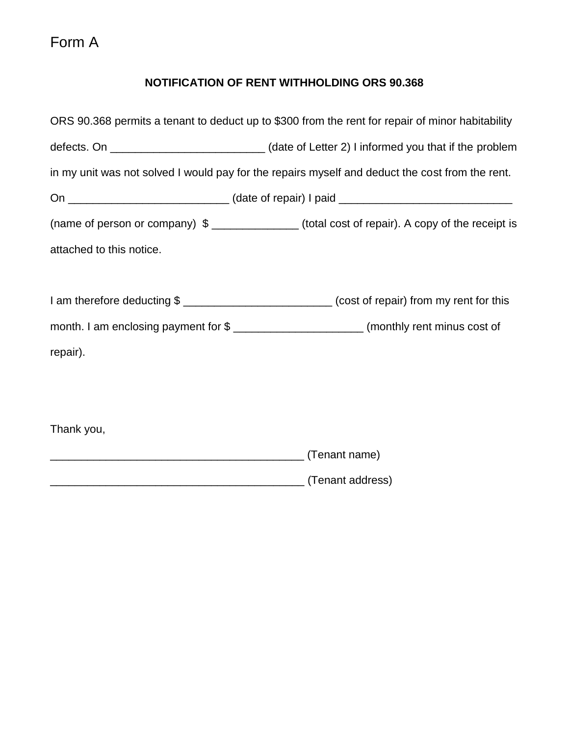Form A

**NOTIFICATION OF RENT WITHHOLDING ORS 90.368**

ORS 90.368 permits a tenant to deduct up to $300 from the rent for repair of minor habitability defects. On ________________________ (date of Letter 2) I informed you that if the problem in my unit was not solved I would pay for the repairs myself and deduct the cost from the rent. On _________________________ (date of repair) I paid ___________________________ (name of person or company) $ _____________ (total cost of repair). A copy of the receipt is attached to this notice.

I am therefore deducting $ _______________________ (cost of repair) from my rent for this month. I am enclosing payment for $ ____________________ (monthly rent minus cost of repair).

Thank you,

_______________________________________ (Tenant name)

_______________________________________ (Tenant address)